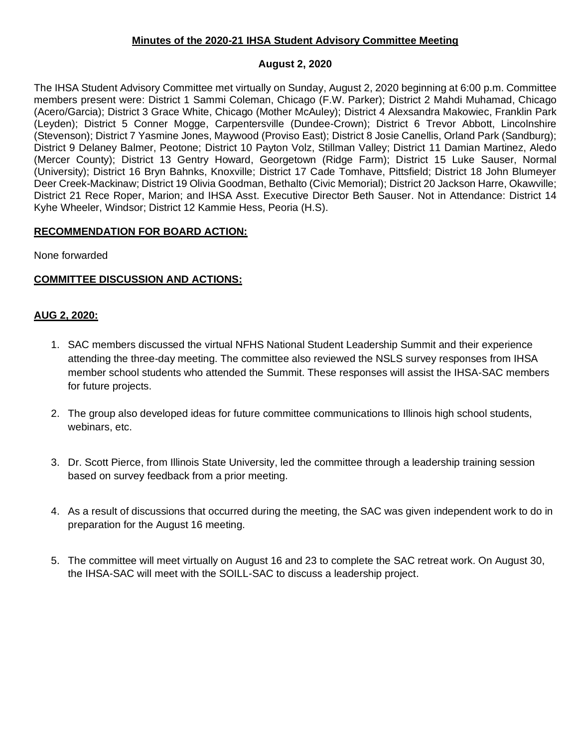**Minutes of the 2020-21 IHSA Student Advisory Committee Meeting**

**August 2, 2020**

The IHSA Student Advisory Committee met virtually on Sunday, August 2, 2020 beginning at 6:00 p.m. Committee members present were: District 1 Sammi Coleman, Chicago (F.W. Parker); District 2 Mahdi Muhamad, Chicago (Acero/Garcia); District 3 Grace White, Chicago (Mother McAuley); District 4 Alexsandra Makowiec, Franklin Park (Leyden); District 5 Conner Mogge, Carpentersville (Dundee-Crown); District 6 Trevor Abbott, Lincolnshire (Stevenson); District 7 Yasmine Jones, Maywood (Proviso East); District 8 Josie Canellis, Orland Park (Sandburg); District 9 Delaney Balmer, Peotone; District 10 Payton Volz, Stillman Valley; District 11 Damian Martinez, Aledo (Mercer County); District 13 Gentry Howard, Georgetown (Ridge Farm); District 15 Luke Sauser, Normal (University); District 16 Bryn Bahnks, Knoxville; District 17 Cade Tomhave, Pittsfield; District 18 John Blumeyer Deer Creek-Mackinaw; District 19 Olivia Goodman, Bethalto (Civic Memorial); District 20 Jackson Harre, Okawville; District 21 Rece Roper, Marion; and IHSA Asst. Executive Director Beth Sauser. Not in Attendance: District 14 Kyhe Wheeler, Windsor; District 12 Kammie Hess, Peoria (H.S).

**RECOMMENDATION FOR BOARD ACTION:**

None forwarded

**COMMITTEE DISCUSSION AND ACTIONS:**

**AUG 2, 2020:**

1. SAC members discussed the virtual NFHS National Student Leadership Summit and their experience attending the three-day meeting. The committee also reviewed the NSLS survey responses from IHSA member school students who attended the Summit. These responses will assist the IHSA-SAC members for future projects.

2. The group also developed ideas for future committee communications to Illinois high school students, webinars, etc.

3. Dr. Scott Pierce, from Illinois State University, led the committee through a leadership training session based on survey feedback from a prior meeting.

4. As a result of discussions that occurred during the meeting, the SAC was given independent work to do in preparation for the August 16 meeting.

5. The committee will meet virtually on August 16 and 23 to complete the SAC retreat work. On August 30, the IHSA-SAC will meet with the SOILL-SAC to discuss a leadership project.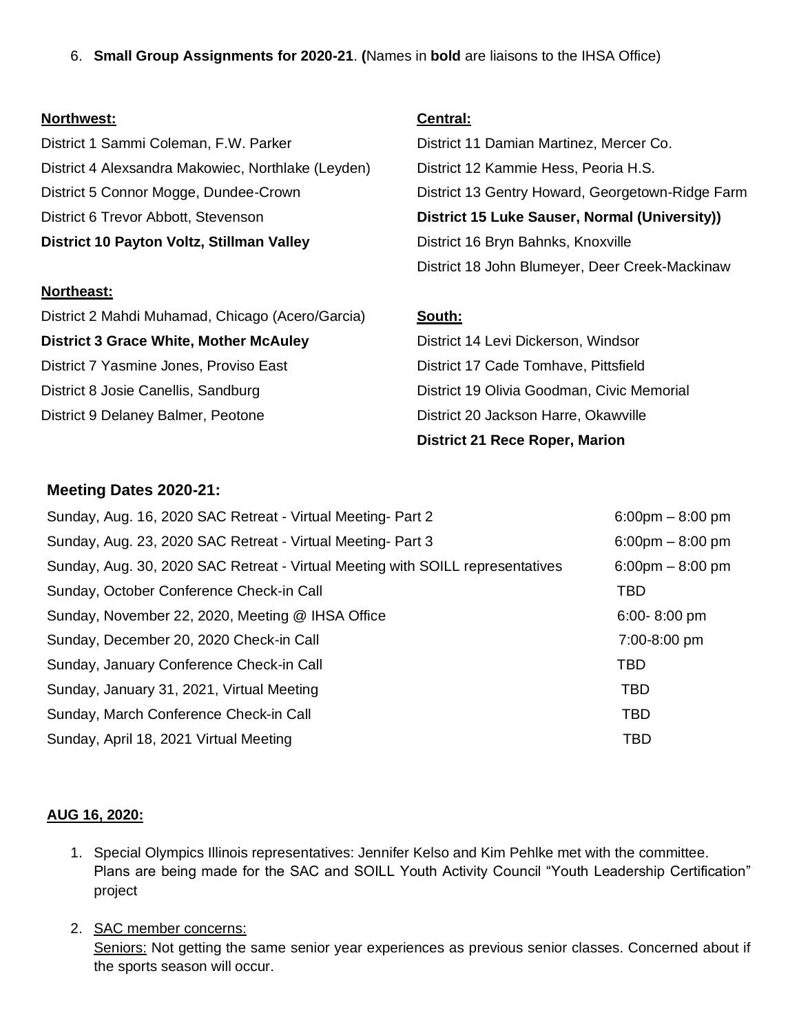6. **Small Group Assignments for 2020-21**. **(**Names in **bold** are liaisons to the IHSA Office)

**Northwest:**

District 1 Sammi Coleman, F.W. Parker
District 4 Alexsandra Makowiec, Northlake (Leyden)
District 5 Connor Mogge, Dundee-Crown
District 6 Trevor Abbott, Stevenson
**District 10 Payton Voltz, Stillman Valley**

**Northeast:**

District 2 Mahdi Muhamad, Chicago (Acero/Garcia)
**District 3 Grace White, Mother McAuley**
District 7 Yasmine Jones, Proviso East
District 8 Josie Canellis, Sandburg
District 9 Delaney Balmer, Peotone

**Central:**

District 11 Damian Martinez, Mercer Co.
District 12 Kammie Hess, Peoria H.S.
District 13 Gentry Howard, Georgetown-Ridge Farm
**District 15 Luke Sauser, Normal (University))**
District 16 Bryn Bahnks, Knoxville
District 18 John Blumeyer, Deer Creek-Mackinaw

**South:**

District 14 Levi Dickerson, Windsor
District 17 Cade Tomhave, Pittsfield
District 19 Olivia Goodman, Civic Memorial
District 20 Jackson Harre, Okawville
**District 21 Rece Roper, Marion**

### Meeting Dates 2020-21:

| | |
|---|---|
| Sunday, Aug. 16, 2020 SAC Retreat - Virtual Meeting- Part 2 | 6:00pm – 8:00 pm |
| Sunday, Aug. 23, 2020 SAC Retreat - Virtual Meeting- Part 3 | 6:00pm – 8:00 pm |
| Sunday, Aug. 30, 2020 SAC Retreat - Virtual Meeting with SOILL representatives | 6:00pm – 8:00 pm |
| Sunday, October Conference Check-in Call | TBD |
| Sunday, November 22, 2020, Meeting @ IHSA Office | 6:00- 8:00 pm |
| Sunday, December 20, 2020 Check-in Call | 7:00-8:00 pm |
| Sunday, January Conference Check-in Call | TBD |
| Sunday, January 31, 2021, Virtual Meeting | TBD |
| Sunday, March Conference Check-in Call | TBD |
| Sunday, April 18, 2021 Virtual Meeting | TBD |

**AUG 16, 2020:**

1. Special Olympics Illinois representatives: Jennifer Kelso and Kim Pehlke met with the committee. Plans are being made for the SAC and SOILL Youth Activity Council "Youth Leadership Certification" project

2. SAC member concerns:
   Seniors: Not getting the same senior year experiences as previous senior classes. Concerned about if the sports season will occur.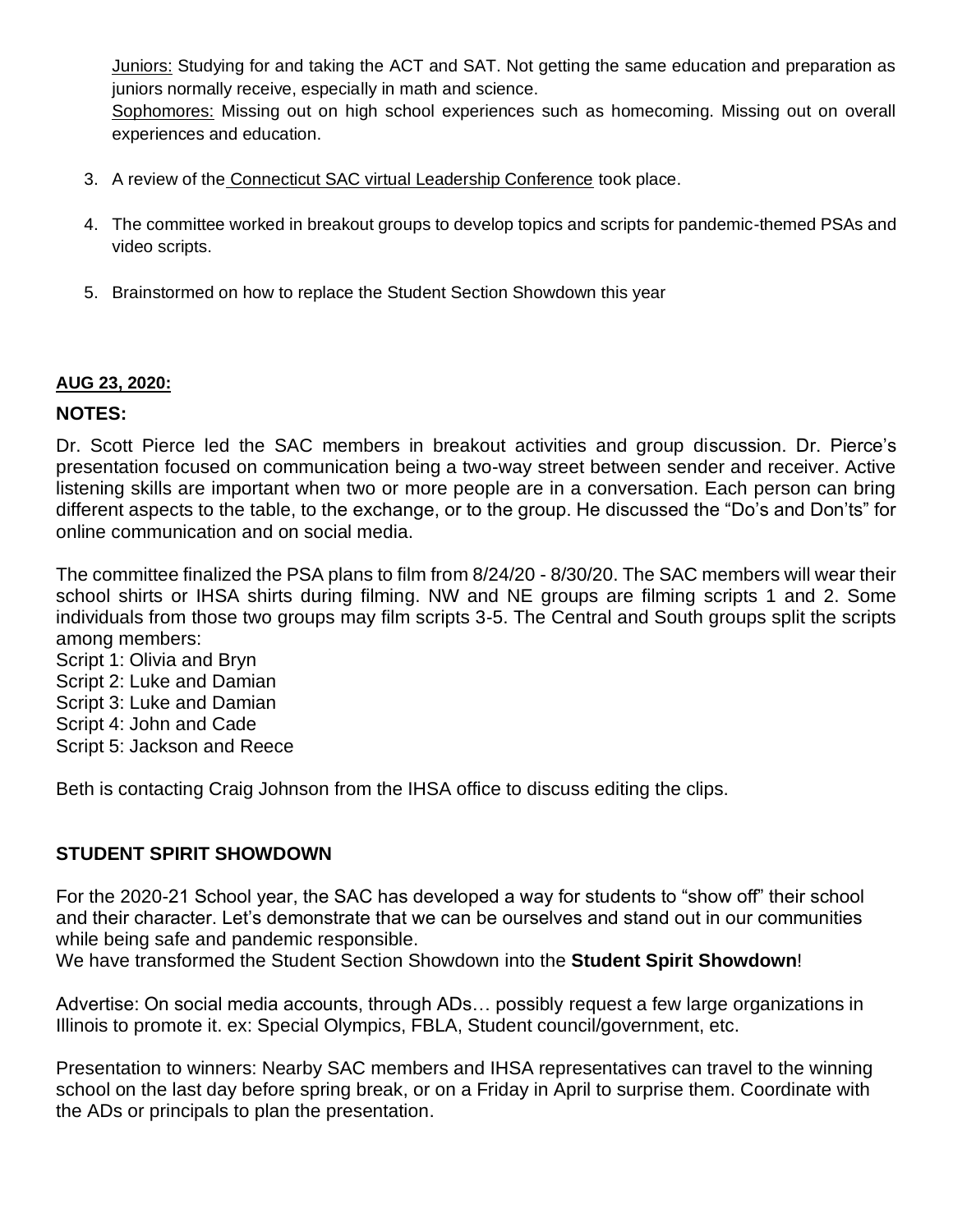Juniors: Studying for and taking the ACT and SAT. Not getting the same education and preparation as juniors normally receive, especially in math and science.
Sophomores: Missing out on high school experiences such as homecoming. Missing out on overall experiences and education.

3. A review of the Connecticut SAC virtual Leadership Conference took place.

4. The committee worked in breakout groups to develop topics and scripts for pandemic-themed PSAs and video scripts.

5. Brainstormed on how to replace the Student Section Showdown this year

**AUG 23, 2020:**

**NOTES:**

Dr. Scott Pierce led the SAC members in breakout activities and group discussion. Dr. Pierce's presentation focused on communication being a two-way street between sender and receiver. Active listening skills are important when two or more people are in a conversation. Each person can bring different aspects to the table, to the exchange, or to the group. He discussed the "Do's and Don'ts" for online communication and on social media.

The committee finalized the PSA plans to film from 8/24/20 - 8/30/20. The SAC members will wear their school shirts or IHSA shirts during filming. NW and NE groups are filming scripts 1 and 2. Some individuals from those two groups may film scripts 3-5. The Central and South groups split the scripts among members:
Script 1: Olivia and Bryn
Script 2: Luke and Damian
Script 3: Luke and Damian
Script 4: John and Cade
Script 5: Jackson and Reece

Beth is contacting Craig Johnson from the IHSA office to discuss editing the clips.

**STUDENT SPIRIT SHOWDOWN**

For the 2020-21 School year, the SAC has developed a way for students to "show off" their school and their character. Let's demonstrate that we can be ourselves and stand out in our communities while being safe and pandemic responsible.
We have transformed the Student Section Showdown into the **Student Spirit Showdown**!

Advertise: On social media accounts, through ADs… possibly request a few large organizations in Illinois to promote it. ex: Special Olympics, FBLA, Student council/government, etc.

Presentation to winners: Nearby SAC members and IHSA representatives can travel to the winning school on the last day before spring break, or on a Friday in April to surprise them. Coordinate with the ADs or principals to plan the presentation.